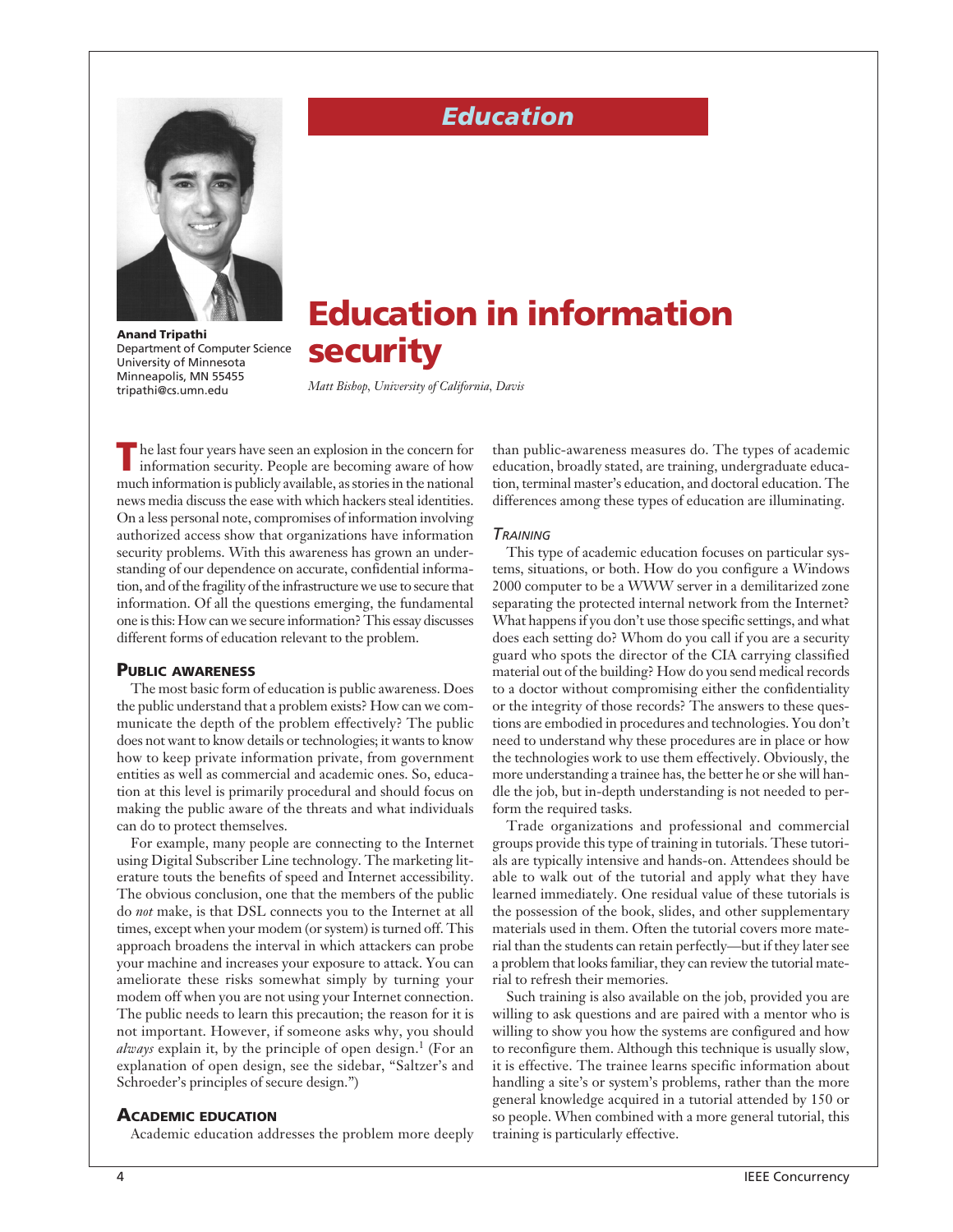# Education

**Anand Tripathi**
Department of Computer Science
University of Minnesota
Minneapolis, MN 55455
tripathi@cs.umn.edu

# Education in information security

*Matt Bishop, University of California, Davis*

The last four years have seen an explosion in the concern for information security. People are becoming aware of how much information is publicly available, as stories in the national news media discuss the ease with which hackers steal identities. On a less personal note, compromises of information involving authorized access show that organizations have information security problems. With this awareness has grown an understanding of our dependence on accurate, confidential information, and of the fragility of the infrastructure we use to secure that information. Of all the questions emerging, the fundamental one is this: How can we secure information? This essay discusses different forms of education relevant to the problem.

## Public awareness

The most basic form of education is public awareness. Does the public understand that a problem exists? How can we communicate the depth of the problem effectively? The public does not want to know details or technologies; it wants to know how to keep private information private, from government entities as well as commercial and academic ones. So, education at this level is primarily procedural and should focus on making the public aware of the threats and what individuals can do to protect themselves.

For example, many people are connecting to the Internet using Digital Subscriber Line technology. The marketing literature touts the benefits of speed and Internet accessibility. The obvious conclusion, one that the members of the public do *not* make, is that DSL connects you to the Internet at all times, except when your modem (or system) is turned off. This approach broadens the interval in which attackers can probe your machine and increases your exposure to attack. You can ameliorate these risks somewhat simply by turning your modem off when you are not using your Internet connection. The public needs to learn this precaution; the reason for it is not important. However, if someone asks why, you should *always* explain it, by the principle of open design.[1] (For an explanation of open design, see the sidebar, "Saltzer's and Schroeder's principles of secure design.")

## Academic education

Academic education addresses the problem more deeply than public-awareness measures do. The types of academic education, broadly stated, are training, undergraduate education, terminal master's education, and doctoral education. The differences among these types of education are illuminating.

### Training

This type of academic education focuses on particular systems, situations, or both. How do you configure a Windows 2000 computer to be a WWW server in a demilitarized zone separating the protected internal network from the Internet? What happens if you don't use those specific settings, and what does each setting do? Whom do you call if you are a security guard who spots the director of the CIA carrying classified material out of the building? How do you send medical records to a doctor without compromising either the confidentiality or the integrity of those records? The answers to these questions are embodied in procedures and technologies. You don't need to understand why these procedures are in place or how the technologies work to use them effectively. Obviously, the more understanding a trainee has, the better he or she will handle the job, but in-depth understanding is not needed to perform the required tasks.

Trade organizations and professional and commercial groups provide this type of training in tutorials. These tutorials are typically intensive and hands-on. Attendees should be able to walk out of the tutorial and apply what they have learned immediately. One residual value of these tutorials is the possession of the book, slides, and other supplementary materials used in them. Often the tutorial covers more material than the students can retain perfectly—but if they later see a problem that looks familiar, they can review the tutorial material to refresh their memories.

Such training is also available on the job, provided you are willing to ask questions and are paired with a mentor who is willing to show you how the systems are configured and how to reconfigure them. Although this technique is usually slow, it is effective. The trainee learns specific information about handling a site's or system's problems, rather than the more general knowledge acquired in a tutorial attended by 150 or so people. When combined with a more general tutorial, this training is particularly effective.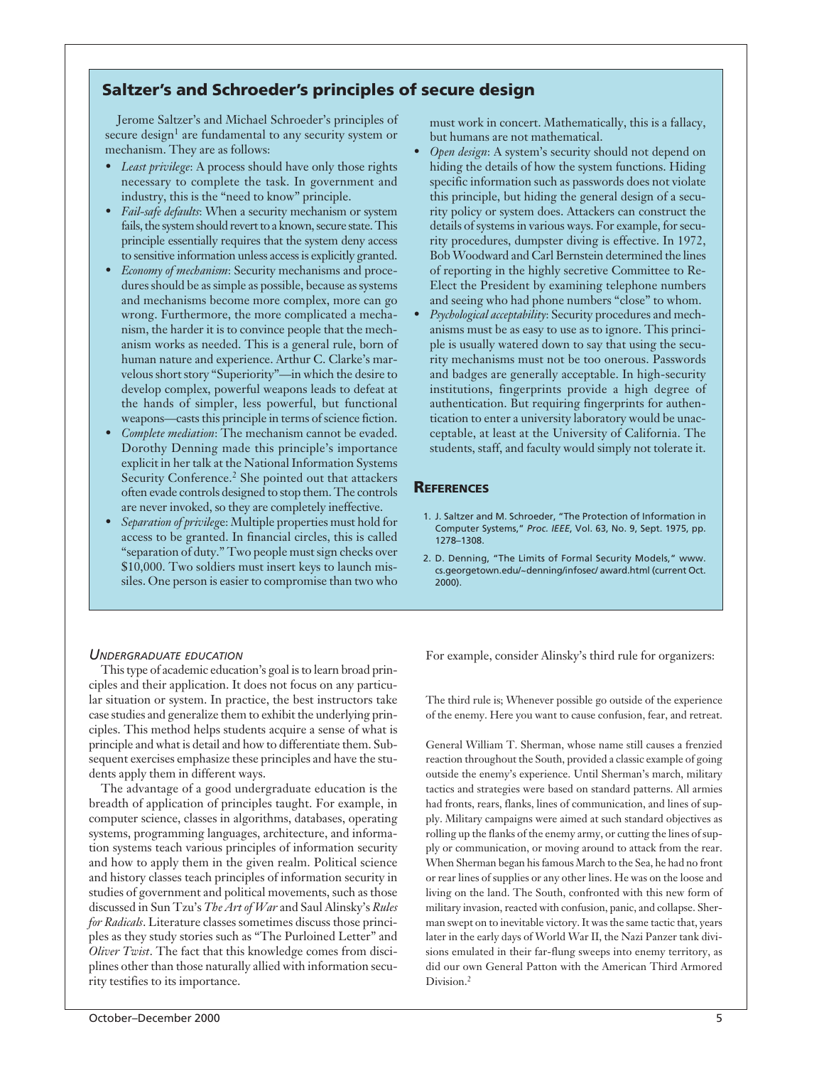## Saltzer's and Schroeder's principles of secure design

Jerome Saltzer's and Michael Schroeder's principles of secure design[1] are fundamental to any security system or mechanism. They are as follows:

- *Least privilege*: A process should have only those rights necessary to complete the task. In government and industry, this is the "need to know" principle.
- *Fail-safe defaults*: When a security mechanism or system fails, the system should revert to a known, secure state. This principle essentially requires that the system deny access to sensitive information unless access is explicitly granted.
- *Economy of mechanism*: Security mechanisms and procedures should be as simple as possible, because as systems and mechanisms become more complex, more can go wrong. Furthermore, the more complicated a mechanism, the harder it is to convince people that the mechanism works as needed. This is a general rule, born of human nature and experience. Arthur C. Clarke's marvelous short story "Superiority"—in which the desire to develop complex, powerful weapons leads to defeat at the hands of simpler, less powerful, but functional weapons—casts this principle in terms of science fiction.
- *Complete mediation*: The mechanism cannot be evaded. Dorothy Denning made this principle's importance explicit in her talk at the National Information Systems Security Conference.[2] She pointed out that attackers often evade controls designed to stop them. The controls are never invoked, so they are completely ineffective.
- *Separation of privilege*: Multiple properties must hold for access to be granted. In financial circles, this is called "separation of duty." Two people must sign checks over $10,000. Two soldiers must insert keys to launch missiles. One person is easier to compromise than two who must work in concert. Mathematically, this is a fallacy, but humans are not mathematical.
- *Open design*: A system's security should not depend on hiding the details of how the system functions. Hiding specific information such as passwords does not violate this principle, but hiding the general design of a security policy or system does. Attackers can construct the details of systems in various ways. For example, for security procedures, dumpster diving is effective. In 1972, Bob Woodward and Carl Bernstein determined the lines of reporting in the highly secretive Committee to Re-Elect the President by examining telephone numbers and seeing who had phone numbers "close" to whom.
- *Psychological acceptability*: Security procedures and mechanisms must be as easy to use as to ignore. This principle is usually watered down to say that using the security mechanisms must not be too onerous. Passwords and badges are generally acceptable. In high-security institutions, fingerprints provide a high degree of authentication. But requiring fingerprints for authentication to enter a university laboratory would be unacceptable, at least at the University of California. The students, staff, and faculty would simply not tolerate it.

### References

1. J. Saltzer and M. Schroeder, "The Protection of Information in Computer Systems," *Proc. IEEE*, Vol. 63, No. 9, Sept. 1975, pp. 1278–1308.
2. D. Denning, "The Limits of Formal Security Models," www.cs.georgetown.edu/~denning/infosec/award.html (current Oct. 2000).

### *Undergraduate education*

This type of academic education's goal is to learn broad principles and their application. It does not focus on any particular situation or system. In practice, the best instructors take case studies and generalize them to exhibit the underlying principles. This method helps students acquire a sense of what is principle and what is detail and how to differentiate them. Subsequent exercises emphasize these principles and have the students apply them in different ways.

The advantage of a good undergraduate education is the breadth of application of principles taught. For example, in computer science, classes in algorithms, databases, operating systems, programming languages, architecture, and information systems teach various principles of information security and how to apply them in the given realm. Political science and history classes teach principles of information security in studies of government and political movements, such as those discussed in Sun Tzu's *The Art of War* and Saul Alinsky's *Rules for Radicals*. Literature classes sometimes discuss those principles as they study stories such as "The Purloined Letter" and *Oliver Twist*. The fact that this knowledge comes from disciplines other than those naturally allied with information security testifies to its importance.

For example, consider Alinsky's third rule for organizers:

> The third rule is; Whenever possible go outside of the experience of the enemy. Here you want to cause confusion, fear, and retreat.
>
> General William T. Sherman, whose name still causes a frenzied reaction throughout the South, provided a classic example of going outside the enemy's experience. Until Sherman's march, military tactics and strategies were based on standard patterns. All armies had fronts, rears, flanks, lines of communication, and lines of supply. Military campaigns were aimed at such standard objectives as rolling up the flanks of the enemy army, or cutting the lines of supply or communication, or moving around to attack from the rear. When Sherman began his famous March to the Sea, he had no front or rear lines of supplies or any other lines. He was on the loose and living on the land. The South, confronted with this new form of military invasion, reacted with confusion, panic, and collapse. Sherman swept on to inevitable victory. It was the same tactic that, years later in the early days of World War II, the Nazi Panzer tank divisions emulated in their far-flung sweeps into enemy territory, as did our own General Patton with the American Third Armored Division.[2]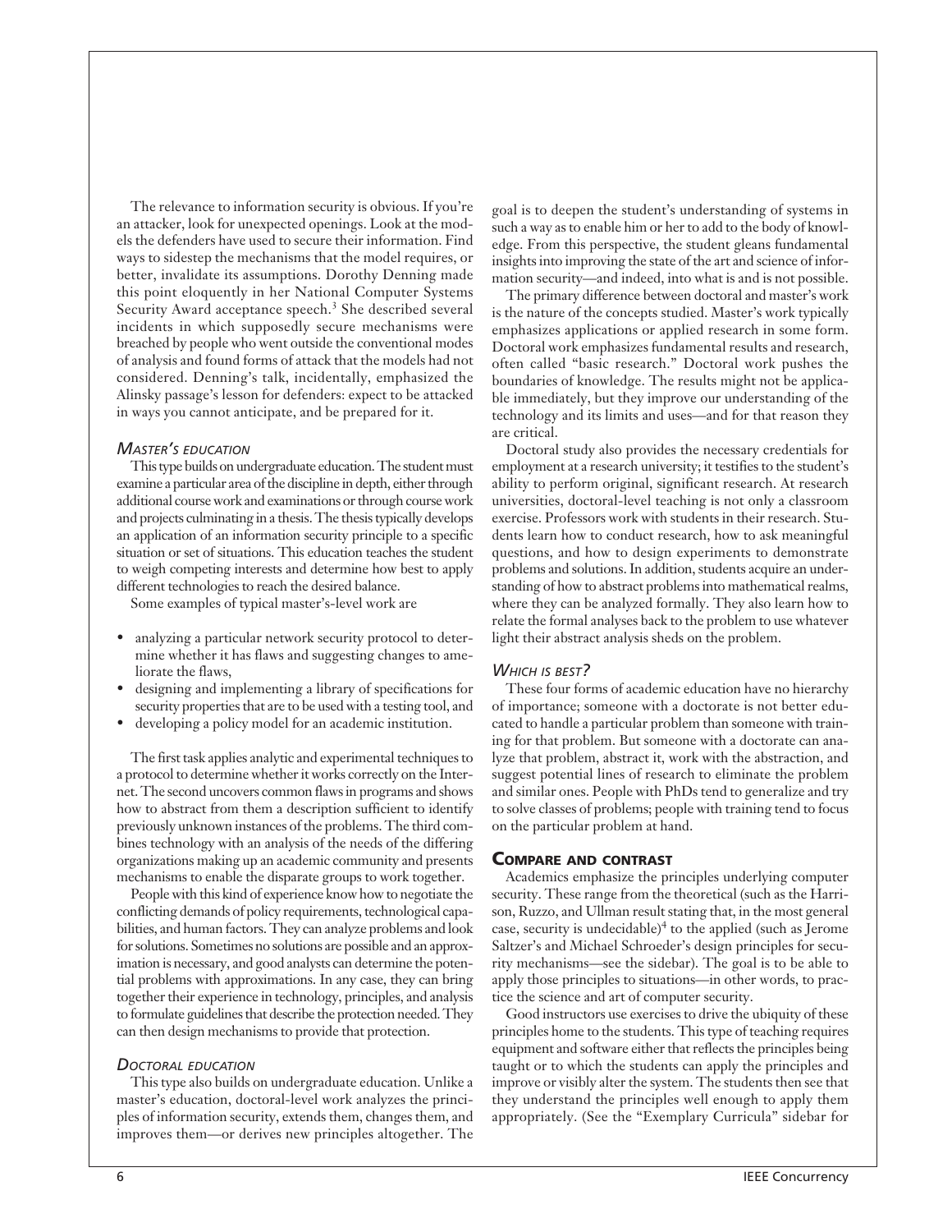The relevance to information security is obvious. If you're an attacker, look for unexpected openings. Look at the models the defenders have used to secure their information. Find ways to sidestep the mechanisms that the model requires, or better, invalidate its assumptions. Dorothy Denning made this point eloquently in her National Computer Systems Security Award acceptance speech.[3] She described several incidents in which supposedly secure mechanisms were breached by people who went outside the conventional modes of analysis and found forms of attack that the models had not considered. Denning's talk, incidentally, emphasized the Alinsky passage's lesson for defenders: expect to be attacked in ways you cannot anticipate, and be prepared for it.

### *Master's education*

This type builds on undergraduate education. The student must examine a particular area of the discipline in depth, either through additional course work and examinations or through course work and projects culminating in a thesis. The thesis typically develops an application of an information security principle to a specific situation or set of situations. This education teaches the student to weigh competing interests and determine how best to apply different technologies to reach the desired balance.

Some examples of typical master's-level work are

- analyzing a particular network security protocol to determine whether it has flaws and suggesting changes to ameliorate the flaws,
- designing and implementing a library of specifications for security properties that are to be used with a testing tool, and
- developing a policy model for an academic institution.

The first task applies analytic and experimental techniques to a protocol to determine whether it works correctly on the Internet. The second uncovers common flaws in programs and shows how to abstract from them a description sufficient to identify previously unknown instances of the problems. The third combines technology with an analysis of the needs of the differing organizations making up an academic community and presents mechanisms to enable the disparate groups to work together.

People with this kind of experience know how to negotiate the conflicting demands of policy requirements, technological capabilities, and human factors. They can analyze problems and look for solutions. Sometimes no solutions are possible and an approximation is necessary, and good analysts can determine the potential problems with approximations. In any case, they can bring together their experience in technology, principles, and analysis to formulate guidelines that describe the protection needed. They can then design mechanisms to provide that protection.

### *Doctoral education*

This type also builds on undergraduate education. Unlike a master's education, doctoral-level work analyzes the principles of information security, extends them, changes them, and improves them—or derives new principles altogether. The goal is to deepen the student's understanding of systems in such a way as to enable him or her to add to the body of knowledge. From this perspective, the student gleans fundamental insights into improving the state of the art and science of information security—and indeed, into what is and is not possible.

The primary difference between doctoral and master's work is the nature of the concepts studied. Master's work typically emphasizes applications or applied research in some form. Doctoral work emphasizes fundamental results and research, often called "basic research." Doctoral work pushes the boundaries of knowledge. The results might not be applicable immediately, but they improve our understanding of the technology and its limits and uses—and for that reason they are critical.

Doctoral study also provides the necessary credentials for employment at a research university; it testifies to the student's ability to perform original, significant research. At research universities, doctoral-level teaching is not only a classroom exercise. Professors work with students in their research. Students learn how to conduct research, how to ask meaningful questions, and how to design experiments to demonstrate problems and solutions. In addition, students acquire an understanding of how to abstract problems into mathematical realms, where they can be analyzed formally. They also learn how to relate the formal analyses back to the problem to use whatever light their abstract analysis sheds on the problem.

### *Which is best?*

These four forms of academic education have no hierarchy of importance; someone with a doctorate is not better educated to handle a particular problem than someone with training for that problem. But someone with a doctorate can analyze that problem, abstract it, work with the abstraction, and suggest potential lines of research to eliminate the problem and similar ones. People with PhDs tend to generalize and try to solve classes of problems; people with training tend to focus on the particular problem at hand.

## Compare and contrast

Academics emphasize the principles underlying computer security. These range from the theoretical (such as the Harrison, Ruzzo, and Ullman result stating that, in the most general case, security is undecidable)[4] to the applied (such as Jerome Saltzer's and Michael Schroeder's design principles for security mechanisms—see the sidebar). The goal is to be able to apply those principles to situations—in other words, to practice the science and art of computer security.

Good instructors use exercises to drive the ubiquity of these principles home to the students. This type of teaching requires equipment and software either that reflects the principles being taught or to which the students can apply the principles and improve or visibly alter the system. The students then see that they understand the principles well enough to apply them appropriately. (See the "Exemplary Curricula" sidebar for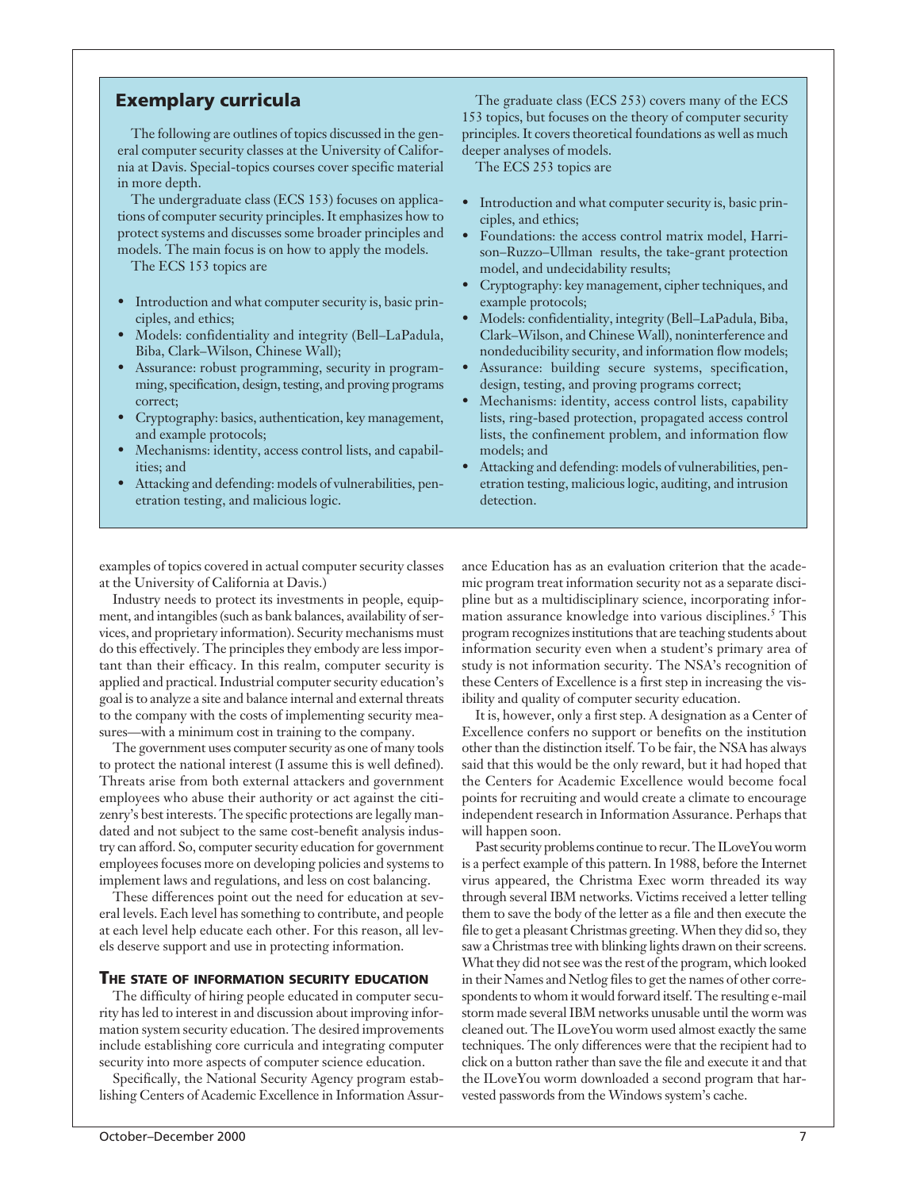## Exemplary curricula

The following are outlines of topics discussed in the general computer security classes at the University of California at Davis. Special-topics courses cover specific material in more depth.

The undergraduate class (ECS 153) focuses on applications of computer security principles. It emphasizes how to protect systems and discusses some broader principles and models. The main focus is on how to apply the models.

The ECS 153 topics are

- Introduction and what computer security is, basic principles, and ethics;
- Models: confidentiality and integrity (Bell–LaPadula, Biba, Clark–Wilson, Chinese Wall);
- Assurance: robust programming, security in programming, specification, design, testing, and proving programs correct;
- Cryptography: basics, authentication, key management, and example protocols;
- Mechanisms: identity, access control lists, and capabilities; and
- Attacking and defending: models of vulnerabilities, penetration testing, and malicious logic.

The graduate class (ECS 253) covers many of the ECS 153 topics, but focuses on the theory of computer security principles. It covers theoretical foundations as well as much deeper analyses of models.

The ECS 253 topics are

- Introduction and what computer security is, basic principles, and ethics;
- Foundations: the access control matrix model, Harrison–Ruzzo–Ullman results, the take-grant protection model, and undecidability results;
- Cryptography: key management, cipher techniques, and example protocols;
- Models: confidentiality, integrity (Bell–LaPadula, Biba, Clark–Wilson, and Chinese Wall), noninterference and nondeducibility security, and information flow models;
- Assurance: building secure systems, specification, design, testing, and proving programs correct;
- Mechanisms: identity, access control lists, capability lists, ring-based protection, propagated access control lists, the confinement problem, and information flow models; and
- Attacking and defending: models of vulnerabilities, penetration testing, malicious logic, auditing, and intrusion detection.

examples of topics covered in actual computer security classes at the University of California at Davis.)

Industry needs to protect its investments in people, equipment, and intangibles (such as bank balances, availability of services, and proprietary information). Security mechanisms must do this effectively. The principles they embody are less important than their efficacy. In this realm, computer security is applied and practical. Industrial computer security education's goal is to analyze a site and balance internal and external threats to the company with the costs of implementing security measures—with a minimum cost in training to the company.

The government uses computer security as one of many tools to protect the national interest (I assume this is well defined). Threats arise from both external attackers and government employees who abuse their authority or act against the citizenry's best interests. The specific protections are legally mandated and not subject to the same cost-benefit analysis industry can afford. So, computer security education for government employees focuses more on developing policies and systems to implement laws and regulations, and less on cost balancing.

These differences point out the need for education at several levels. Each level has something to contribute, and people at each level help educate each other. For this reason, all levels deserve support and use in protecting information.

### THE STATE OF INFORMATION SECURITY EDUCATION

The difficulty of hiring people educated in computer security has led to interest in and discussion about improving information system security education. The desired improvements include establishing core curricula and integrating computer security into more aspects of computer science education.

Specifically, the National Security Agency program establishing Centers of Academic Excellence in Information Assurance Education has as an evaluation criterion that the academic program treat information security not as a separate discipline but as a multidisciplinary science, incorporating information assurance knowledge into various disciplines.[5] This program recognizes institutions that are teaching students about information security even when a student's primary area of study is not information security. The NSA's recognition of these Centers of Excellence is a first step in increasing the visibility and quality of computer security education.

It is, however, only a first step. A designation as a Center of Excellence confers no support or benefits on the institution other than the distinction itself. To be fair, the NSA has always said that this would be the only reward, but it had hoped that the Centers for Academic Excellence would become focal points for recruiting and would create a climate to encourage independent research in Information Assurance. Perhaps that will happen soon.

Past security problems continue to recur. The ILoveYou worm is a perfect example of this pattern. In 1988, before the Internet virus appeared, the Christma Exec worm threaded its way through several IBM networks. Victims received a letter telling them to save the body of the letter as a file and then execute the file to get a pleasant Christmas greeting. When they did so, they saw a Christmas tree with blinking lights drawn on their screens. What they did not see was the rest of the program, which looked in their Names and Netlog files to get the names of other correspondents to whom it would forward itself. The resulting e-mail storm made several IBM networks unusable until the worm was cleaned out. The ILoveYou worm used almost exactly the same techniques. The only differences were that the recipient had to click on a button rather than save the file and execute it and that the ILoveYou worm downloaded a second program that harvested passwords from the Windows system's cache.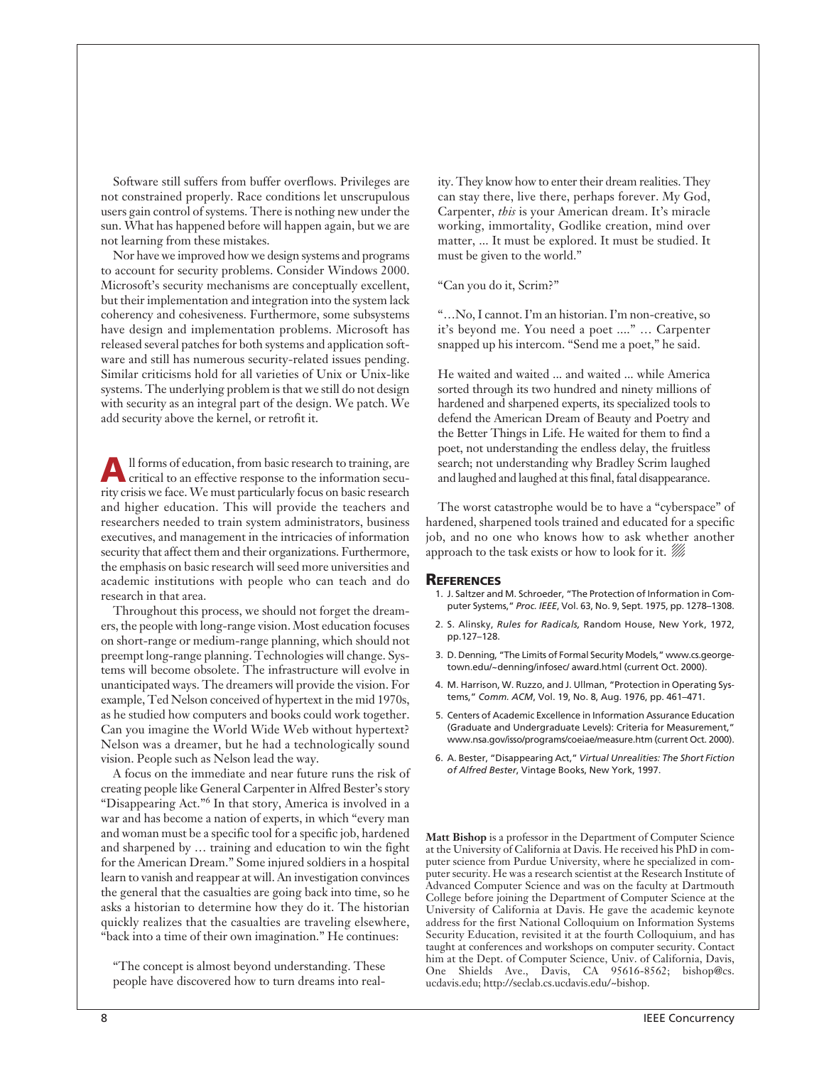Software still suffers from buffer overflows. Privileges are not constrained properly. Race conditions let unscrupulous users gain control of systems. There is nothing new under the sun. What has happened before will happen again, but we are not learning from these mistakes.

Nor have we improved how we design systems and programs to account for security problems. Consider Windows 2000. Microsoft's security mechanisms are conceptually excellent, but their implementation and integration into the system lack coherency and cohesiveness. Furthermore, some subsystems have design and implementation problems. Microsoft has released several patches for both systems and application software and still has numerous security-related issues pending. Similar criticisms hold for all varieties of Unix or Unix-like systems. The underlying problem is that we still do not design with security as an integral part of the design. We patch. We add security above the kernel, or retrofit it.

All forms of education, from basic research to training, are critical to an effective response to the information security crisis we face. We must particularly focus on basic research and higher education. This will provide the teachers and researchers needed to train system administrators, business executives, and management in the intricacies of information security that affect them and their organizations. Furthermore, the emphasis on basic research will seed more universities and academic institutions with people who can teach and do research in that area.

Throughout this process, we should not forget the dreamers, the people with long-range vision. Most education focuses on short-range or medium-range planning, which should not preempt long-range planning. Technologies will change. Systems will become obsolete. The infrastructure will evolve in unanticipated ways. The dreamers will provide the vision. For example, Ted Nelson conceived of hypertext in the mid 1970s, as he studied how computers and books could work together. Can you imagine the World Wide Web without hypertext? Nelson was a dreamer, but he had a technologically sound vision. People such as Nelson lead the way.

A focus on the immediate and near future runs the risk of creating people like General Carpenter in Alfred Bester's story "Disappearing Act."[6] In that story, America is involved in a war and has become a nation of experts, in which "every man and woman must be a specific tool for a specific job, hardened and sharpened by … training and education to win the fight for the American Dream." Some injured soldiers in a hospital learn to vanish and reappear at will. An investigation convinces the general that the casualties are going back into time, so he asks a historian to determine how they do it. The historian quickly realizes that the casualties are traveling elsewhere, "back into a time of their own imagination." He continues:

> "The concept is almost beyond understanding. These people have discovered how to turn dreams into reality. They know how to enter their dream realities. They can stay there, live there, perhaps forever. My God, Carpenter, *this* is your American dream. It's miracle working, immortality, Godlike creation, mind over matter, ... It must be explored. It must be studied. It must be given to the world."
>
> "Can you do it, Scrim?"
>
> "…No, I cannot. I'm an historian. I'm non-creative, so it's beyond me. You need a poet ...." … Carpenter snapped up his intercom. "Send me a poet," he said.
>
> He waited and waited ... and waited ... while America sorted through its two hundred and ninety millions of hardened and sharpened experts, its specialized tools to defend the American Dream of Beauty and Poetry and the Better Things in Life. He waited for them to find a poet, not understanding the endless delay, the fruitless search; not understanding why Bradley Scrim laughed and laughed and laughed at this final, fatal disappearance.

The worst catastrophe would be to have a "cyberspace" of hardened, sharpened tools trained and educated for a specific job, and no one who knows how to ask whether another approach to the task exists or how to look for it.

## References

1. J. Saltzer and M. Schroeder, "The Protection of Information in Computer Systems," *Proc. IEEE*, Vol. 63, No. 9, Sept. 1975, pp. 1278–1308.
2. S. Alinsky, *Rules for Radicals,* Random House, New York, 1972, pp.127–128.
3. D. Denning, "The Limits of Formal Security Models," www.cs.georgetown.edu/~denning/infosec/ award.html (current Oct. 2000).
4. M. Harrison, W. Ruzzo, and J. Ullman, "Protection in Operating Systems," *Comm. ACM*, Vol. 19, No. 8, Aug. 1976, pp. 461–471.
5. Centers of Academic Excellence in Information Assurance Education (Graduate and Undergraduate Levels): Criteria for Measurement," www.nsa.gov/isso/programs/coeiae/measure.htm (current Oct. 2000).
6. A. Bester, "Disappearing Act," *Virtual Unrealities: The Short Fiction of Alfred Bester*, Vintage Books, New York, 1997.

**Matt Bishop** is a professor in the Department of Computer Science at the University of California at Davis. He received his PhD in computer science from Purdue University, where he specialized in computer security. He was a research scientist at the Research Institute of Advanced Computer Science and was on the faculty at Dartmouth College before joining the Department of Computer Science at the University of California at Davis. He gave the academic keynote address for the first National Colloquium on Information Systems Security Education, revisited it at the fourth Colloquium, and has taught at conferences and workshops on computer security. Contact him at the Dept. of Computer Science, Univ. of California, Davis, One Shields Ave., Davis, CA 95616-8562; bishop@cs.ucdavis.edu; http://seclab.cs.ucdavis.edu/~bishop.